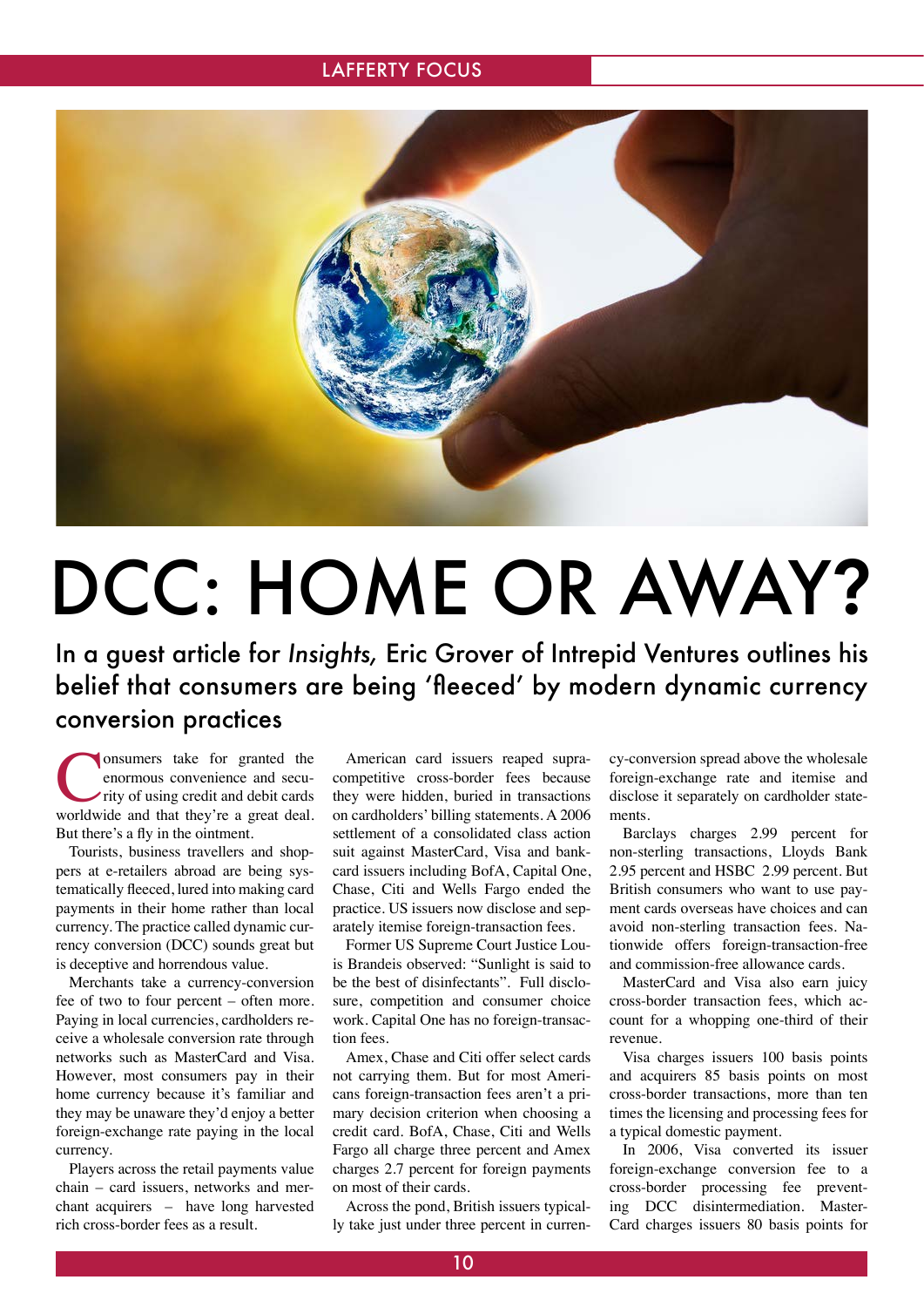# DCC: HOME OR AWAY?

In a guest article for *Insights,* Eric Grover of Intrepid Ventures outlines his belief that consumers are being 'fleeced' by modern dynamic currency conversion practices

Consumers take for granted the enormous convenience and security of using credit and debit cards worldwide and that they're a great deal. But there's a fly in the ointment.

Tourists, business travellers and shoppers at e-retailers abroad are being systematically fleeced, lured into making card payments in their home rather than local currency. The practice called dynamic currency conversion (DCC) sounds great but is deceptive and horrendous value.

Merchants take a currency-conversion fee of two to four percent – often more. Paying in local currencies, cardholders receive a wholesale conversion rate through networks such as MasterCard and Visa. However, most consumers pay in their home currency because it's familiar and they may be unaware they'd enjoy a better foreign-exchange rate paying in the local currency.

Players across the retail payments value chain – card issuers, networks and merchant acquirers – have long harvested rich cross-border fees as a result.

American card issuers reaped supra-competitive cross-border fees because they were hidden, buried in transactions on cardholders' billing statements. A 2006 settlement of a consolidated class action suit against MasterCard, Visa and bankcard issuers including BofA, Capital One, Chase, Citi and Wells Fargo ended the practice. US issuers now disclose and separately itemise foreign-transaction fees.

Former US Supreme Court Justice Louis Brandeis observed: "Sunlight is said to be the best of disinfectants". Full disclosure, competition and consumer choice work. Capital One has no foreign-transaction fees.

Amex, Chase and Citi offer select cards not carrying them. But for most Americans foreign-transaction fees aren't a primary decision criterion when choosing a credit card. BofA, Chase, Citi and Wells Fargo all charge three percent and Amex charges 2.7 percent for foreign payments on most of their cards.

Across the pond, British issuers typically take just under three percent in currency-conversion spread above the wholesale foreign-exchange rate and itemise and disclose it separately on cardholder statements.

Barclays charges 2.99 percent for non-sterling transactions, Lloyds Bank 2.95 percent and HSBC 2.99 percent. But British consumers who want to use payment cards overseas have choices and can avoid non-sterling transaction fees. Nationwide offers foreign-transaction-free and commission-free allowance cards.

MasterCard and Visa also earn juicy cross-border transaction fees, which account for a whopping one-third of their revenue.

Visa charges issuers 100 basis points and acquirers 85 basis points on most cross-border transactions, more than ten times the licensing and processing fees for a typical domestic payment.

In 2006, Visa converted its issuer foreign-exchange conversion fee to a cross-border processing fee preventing DCC disintermediation. MasterCard charges issuers 80 basis points for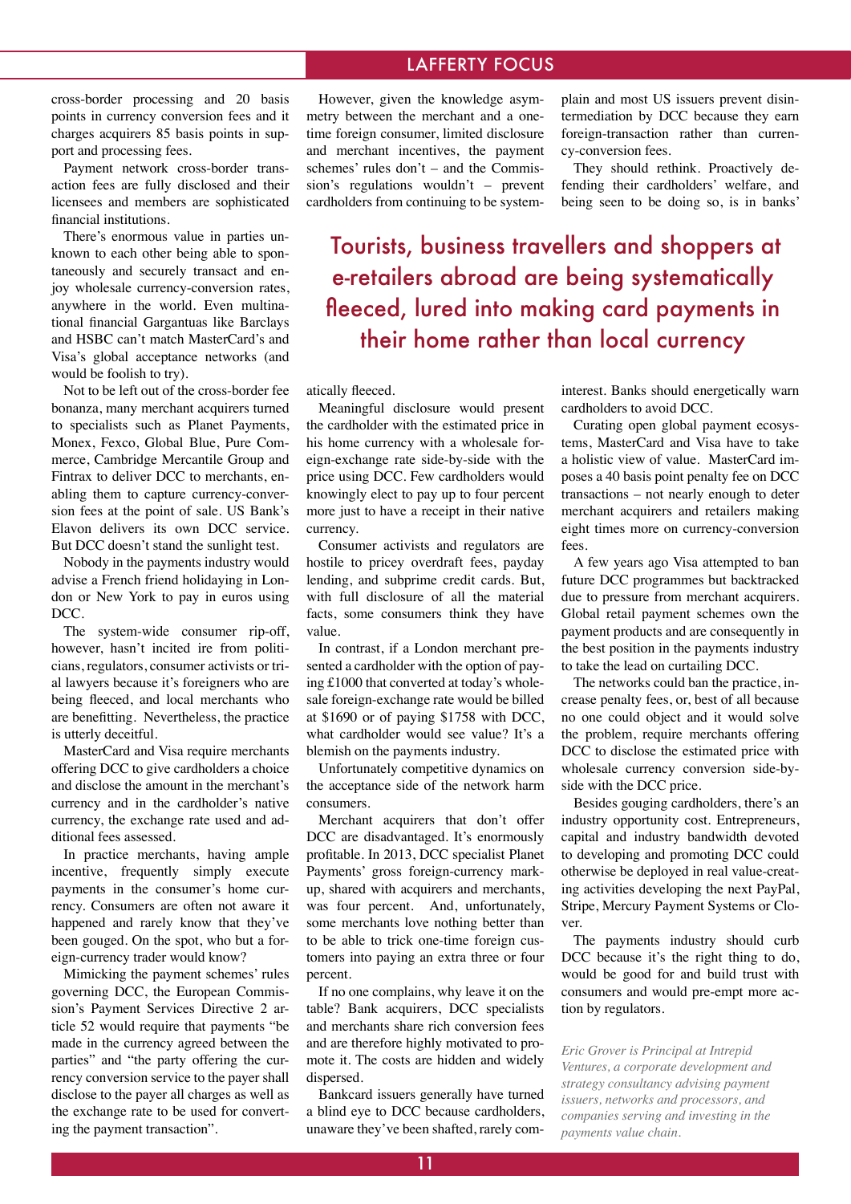cross-border processing and 20 basis points in currency conversion fees and it charges acquirers 85 basis points in support and processing fees.

Payment network cross-border transaction fees are fully disclosed and their licensees and members are sophisticated financial institutions.

There's enormous value in parties unknown to each other being able to spontaneously and securely transact and enjoy wholesale currency-conversion rates, anywhere in the world. Even multinational financial Gargantuas like Barclays and HSBC can't match MasterCard's and Visa's global acceptance networks (and would be foolish to try).

Not to be left out of the cross-border fee bonanza, many merchant acquirers turned to specialists such as Planet Payments, Monex, Fexco, Global Blue, Pure Commerce, Cambridge Mercantile Group and Fintrax to deliver DCC to merchants, enabling them to capture currency-conversion fees at the point of sale. US Bank's Elavon delivers its own DCC service. But DCC doesn't stand the sunlight test.

Nobody in the payments industry would advise a French friend holidaying in London or New York to pay in euros using DCC.

The system-wide consumer rip-off, however, hasn't incited ire from politicians, regulators, consumer activists or trial lawyers because it's foreigners who are being fleeced, and local merchants who are benefitting. Nevertheless, the practice is utterly deceitful.

MasterCard and Visa require merchants offering DCC to give cardholders a choice and disclose the amount in the merchant's currency and in the cardholder's native currency, the exchange rate used and additional fees assessed.

In practice merchants, having ample incentive, frequently simply execute payments in the consumer's home currency. Consumers are often not aware it happened and rarely know that they've been gouged. On the spot, who but a foreign-currency trader would know?

Mimicking the payment schemes' rules governing DCC, the European Commission's Payment Services Directive 2 article 52 would require that payments "be made in the currency agreed between the parties" and "the party offering the currency conversion service to the payer shall disclose to the payer all charges as well as the exchange rate to be used for converting the payment transaction".

However, given the knowledge asymmetry between the merchant and a one-time foreign consumer, limited disclosure and merchant incentives, the payment schemes' rules don't – and the Commission's regulations wouldn't – prevent cardholders from continuing to be systematically fleeced.

> **Tourists, business travellers and shoppers at e-retailers abroad are being systematically fleeced, lured into making card payments in their home rather than local currency**

Meaningful disclosure would present the cardholder with the estimated price in his home currency with a wholesale foreign-exchange rate side-by-side with the price using DCC. Few cardholders would knowingly elect to pay up to four percent more just to have a receipt in their native currency.

Consumer activists and regulators are hostile to pricey overdraft fees, payday lending, and subprime credit cards. But, with full disclosure of all the material facts, some consumers think they have value.

In contrast, if a London merchant presented a cardholder with the option of paying £1000 that converted at today's wholesale foreign-exchange rate would be billed at $1690 or of paying $1758 with DCC, what cardholder would see value? It's a blemish on the payments industry.

Unfortunately competitive dynamics on the acceptance side of the network harm consumers.

Merchant acquirers that don't offer DCC are disadvantaged. It's enormously profitable. In 2013, DCC specialist Planet Payments' gross foreign-currency markup, shared with acquirers and merchants, was four percent. And, unfortunately, some merchants love nothing better than to be able to trick one-time foreign customers into paying an extra three or four percent.

If no one complains, why leave it on the table? Bank acquirers, DCC specialists and merchants share rich conversion fees and are therefore highly motivated to promote it. The costs are hidden and widely dispersed.

Bankcard issuers generally have turned a blind eye to DCC because cardholders, unaware they've been shafted, rarely complain and most US issuers prevent disintermediation by DCC because they earn foreign-transaction rather than currency-conversion fees.

They should rethink. Proactively defending their cardholders' welfare, and being seen to be doing so, is in banks' interest. Banks should energetically warn cardholders to avoid DCC.

Curating open global payment ecosystems, MasterCard and Visa have to take a holistic view of value. MasterCard imposes a 40 basis point penalty fee on DCC transactions – not nearly enough to deter merchant acquirers and retailers making eight times more on currency-conversion fees.

A few years ago Visa attempted to ban future DCC programmes but backtracked due to pressure from merchant acquirers. Global retail payment schemes own the payment products and are consequently in the best position in the payments industry to take the lead on curtailing DCC.

The networks could ban the practice, increase penalty fees, or, best of all because no one could object and it would solve the problem, require merchants offering DCC to disclose the estimated price with wholesale currency conversion side-by-side with the DCC price.

Besides gouging cardholders, there's an industry opportunity cost. Entrepreneurs, capital and industry bandwidth devoted to developing and promoting DCC could otherwise be deployed in real value-creating activities developing the next PayPal, Stripe, Mercury Payment Systems or Clover.

The payments industry should curb DCC because it's the right thing to do, would be good for and build trust with consumers and would pre-empt more action by regulators.

*Eric Grover is Principal at Intrepid Ventures, a corporate development and strategy consultancy advising payment issuers, networks and processors, and companies serving and investing in the payments value chain.*